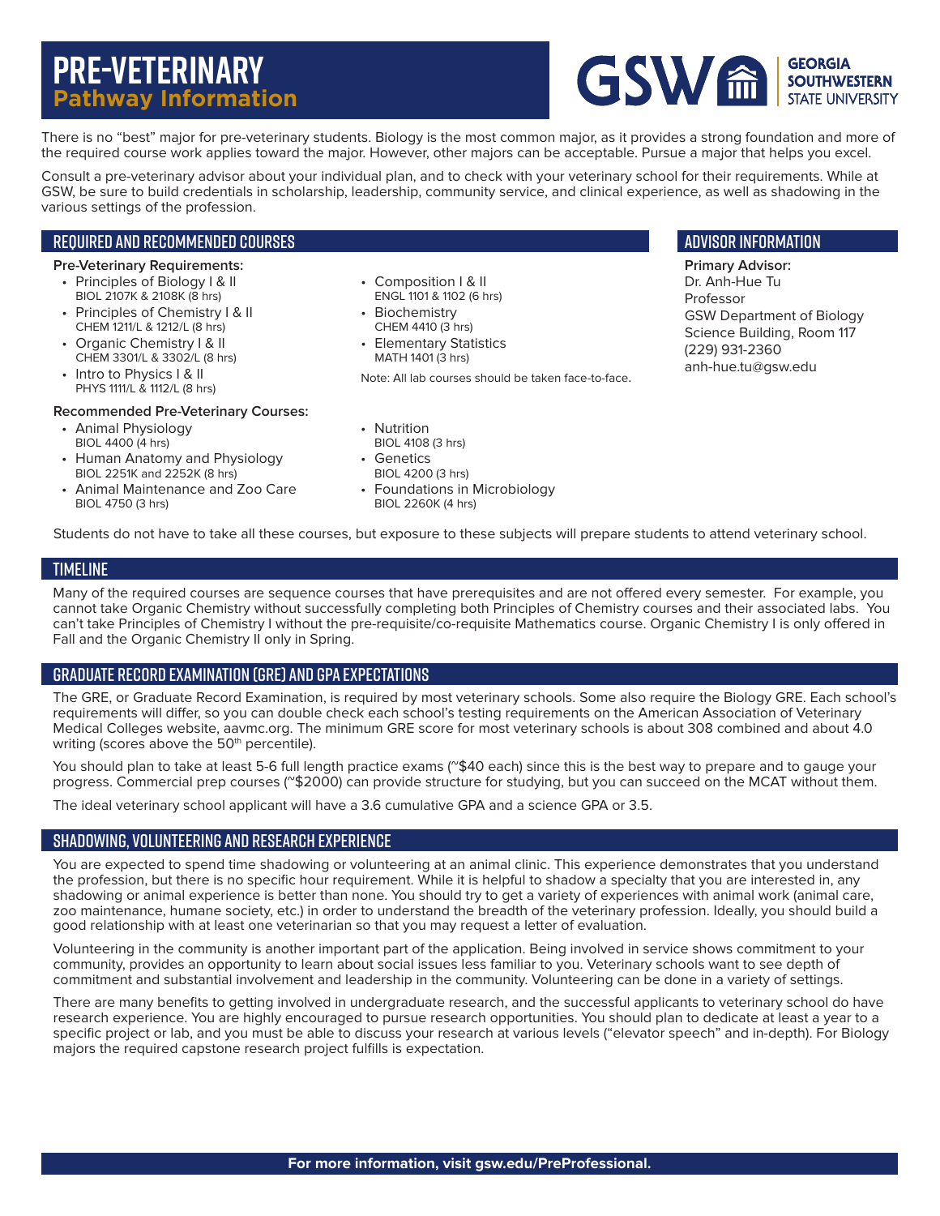# PRE-VETERINARY
## Pathway Information

GSW GEORGIA SOUTHWESTERN STATE UNIVERSITY

There is no "best" major for pre-veterinary students. Biology is the most common major, as it provides a strong foundation and more of the required course work applies toward the major. However, other majors can be acceptable. Pursue a major that helps you excel.

Consult a pre-veterinary advisor about your individual plan, and to check with your veterinary school for their requirements. While at GSW, be sure to build credentials in scholarship, leadership, community service, and clinical experience, as well as shadowing in the various settings of the profession.

## REQUIRED AND RECOMMENDED COURSES

**Pre-Veterinary Requirements:**

- Principles of Biology I & II
  BIOL 2107K & 2108K (8 hrs)
- Principles of Chemistry I & II
  CHEM 1211/L & 1212/L (8 hrs)
- Organic Chemistry I & II
  CHEM 3301/L & 3302/L (8 hrs)
- Intro to Physics I & II
  PHYS 1111/L & 1112/L (8 hrs)
- Composition I & II
  ENGL 1101 & 1102 (6 hrs)
- Biochemistry
  CHEM 4410 (3 hrs)
- Elementary Statistics
  MATH 1401 (3 hrs)

Note: All lab courses should be taken face-to-face.

**Recommended Pre-Veterinary Courses:**

- Animal Physiology
  BIOL 4400 (4 hrs)
- Human Anatomy and Physiology
  BIOL 2251K and 2252K (8 hrs)
- Animal Maintenance and Zoo Care
  BIOL 4750 (3 hrs)
- Nutrition
  BIOL 4108 (3 hrs)
- Genetics
  BIOL 4200 (3 hrs)
- Foundations in Microbiology
  BIOL 2260K (4 hrs)

Students do not have to take all these courses, but exposure to these subjects will prepare students to attend veterinary school.

## ADVISOR INFORMATION

**Primary Advisor:**
Dr. Anh-Hue Tu
Professor
GSW Department of Biology
Science Building, Room 117
(229) 931-2360
anh-hue.tu@gsw.edu

## TIMELINE

Many of the required courses are sequence courses that have prerequisites and are not offered every semester. For example, you cannot take Organic Chemistry without successfully completing both Principles of Chemistry courses and their associated labs. You can't take Principles of Chemistry I without the pre-requisite/co-requisite Mathematics course. Organic Chemistry I is only offered in Fall and the Organic Chemistry II only in Spring.

## GRADUATE RECORD EXAMINATION (GRE) AND GPA EXPECTATIONS

The GRE, or Graduate Record Examination, is required by most veterinary schools. Some also require the Biology GRE. Each school's requirements will differ, so you can double check each school's testing requirements on the American Association of Veterinary Medical Colleges website, aavmc.org. The minimum GRE score for most veterinary schools is about 308 combined and about 4.0 writing (scores above the 50th percentile).

You should plan to take at least 5-6 full length practice exams (~$40 each) since this is the best way to prepare and to gauge your progress. Commercial prep courses (~$2000) can provide structure for studying, but you can succeed on the MCAT without them.

The ideal veterinary school applicant will have a 3.6 cumulative GPA and a science GPA or 3.5.

## SHADOWING, VOLUNTEERING AND RESEARCH EXPERIENCE

You are expected to spend time shadowing or volunteering at an animal clinic. This experience demonstrates that you understand the profession, but there is no specific hour requirement. While it is helpful to shadow a specialty that you are interested in, any shadowing or animal experience is better than none. You should try to get a variety of experiences with animal work (animal care, zoo maintenance, humane society, etc.) in order to understand the breadth of the veterinary profession. Ideally, you should build a good relationship with at least one veterinarian so that you may request a letter of evaluation.

Volunteering in the community is another important part of the application. Being involved in service shows commitment to your community, provides an opportunity to learn about social issues less familiar to you. Veterinary schools want to see depth of commitment and substantial involvement and leadership in the community. Volunteering can be done in a variety of settings.

There are many benefits to getting involved in undergraduate research, and the successful applicants to veterinary school do have research experience. You are highly encouraged to pursue research opportunities. You should plan to dedicate at least a year to a specific project or lab, and you must be able to discuss your research at various levels ("elevator speech" and in-depth). For Biology majors the required capstone research project fulfills is expectation.

**For more information, visit gsw.edu/PreProfessional.**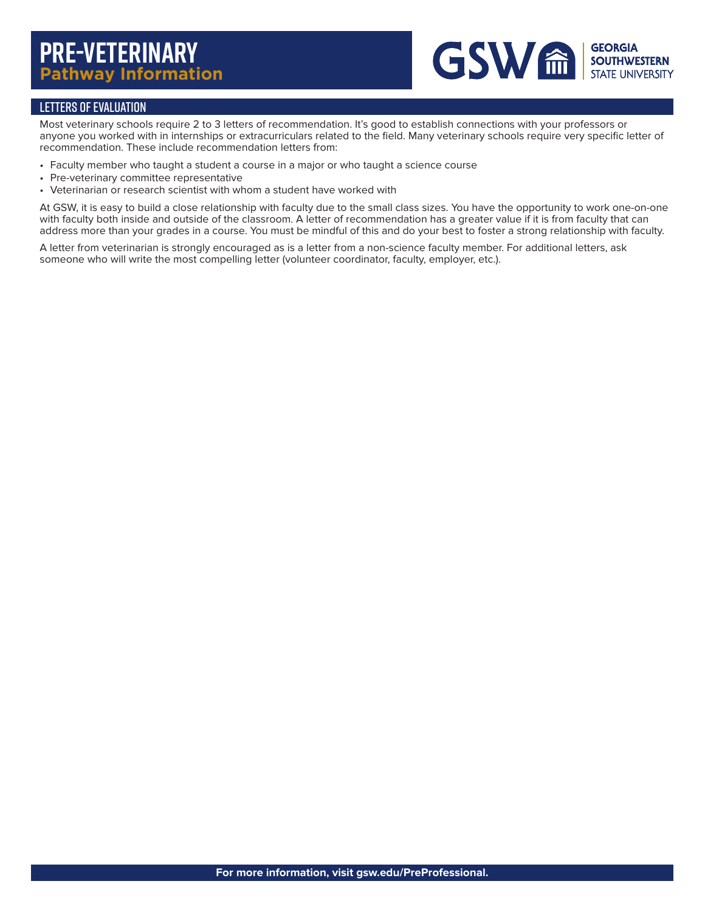# PRE-VETERINARY
**Pathway Information**

## LETTERS OF EVALUATION

Most veterinary schools require 2 to 3 letters of recommendation. It's good to establish connections with your professors or anyone you worked with in internships or extracurriculars related to the field. Many veterinary schools require very specific letter of recommendation. These include recommendation letters from:

- Faculty member who taught a student a course in a major or who taught a science course
- Pre-veterinary committee representative
- Veterinarian or research scientist with whom a student have worked with

At GSW, it is easy to build a close relationship with faculty due to the small class sizes. You have the opportunity to work one-on-one with faculty both inside and outside of the classroom. A letter of recommendation has a greater value if it is from faculty that can address more than your grades in a course. You must be mindful of this and do your best to foster a strong relationship with faculty.

A letter from veterinarian is strongly encouraged as is a letter from a non-science faculty member. For additional letters, ask someone who will write the most compelling letter (volunteer coordinator, faculty, employer, etc.).

**For more information, visit gsw.edu/PreProfessional.**